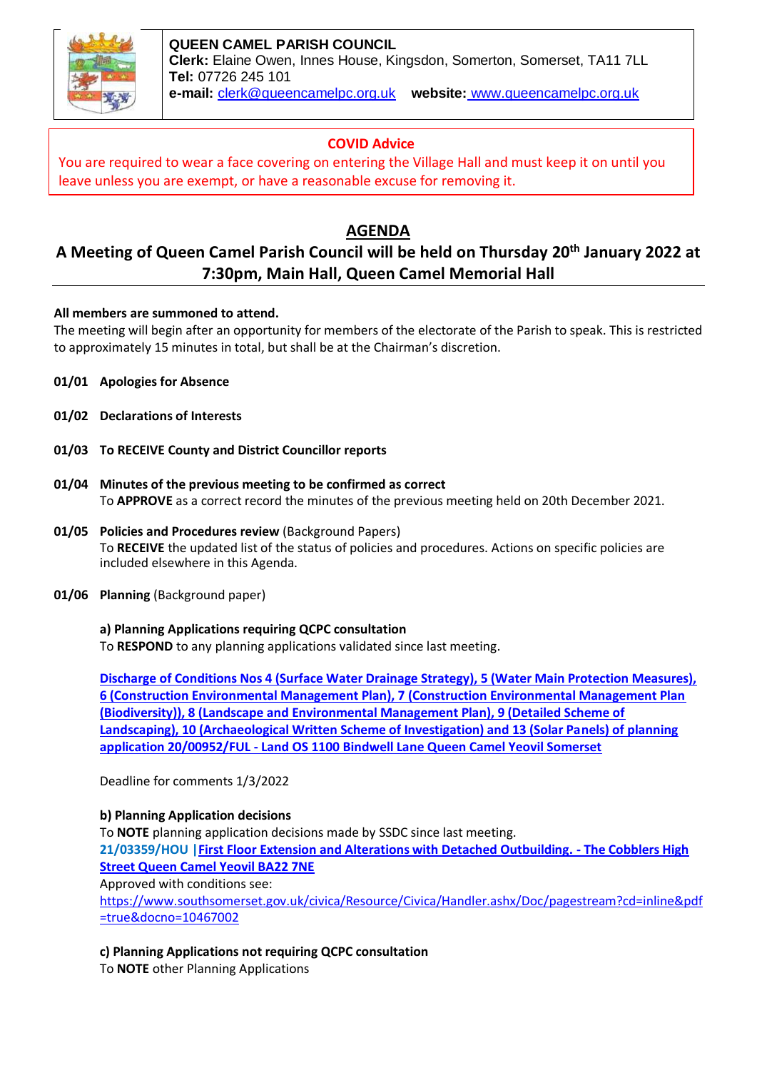**QUEEN CAMEL PARISH COUNCIL**
**Clerk:** Elaine Owen, Innes House, Kingsdon, Somerton, Somerset, TA11 7LL
**Tel:** 07726 245 101
**e-mail:** clerk@queencamelpc.org.uk **website:** www.queencamelpc.org.uk

**COVID Advice**

You are required to wear a face covering on entering the Village Hall and must keep it on until you leave unless you are exempt, or have a reasonable excuse for removing it.

# AGENDA

## A Meeting of Queen Camel Parish Council will be held on Thursday 20th January 2022 at 7:30pm, Main Hall, Queen Camel Memorial Hall

**All members are summoned to attend.**

The meeting will begin after an opportunity for members of the electorate of the Parish to speak. This is restricted to approximately 15 minutes in total, but shall be at the Chairman's discretion.

**01/01 Apologies for Absence**

**01/02 Declarations of Interests**

**01/03 To RECEIVE County and District Councillor reports**

**01/04 Minutes of the previous meeting to be confirmed as correct**
To **APPROVE** as a correct record the minutes of the previous meeting held on 20th December 2021.

**01/05 Policies and Procedures review** (Background Papers)
To **RECEIVE** the updated list of the status of policies and procedures. Actions on specific policies are included elsewhere in this Agenda.

**01/06 Planning** (Background paper)

**a) Planning Applications requiring QCPC consultation**
To **RESPOND** to any planning applications validated since last meeting.

**Discharge of Conditions Nos 4 (Surface Water Drainage Strategy), 5 (Water Main Protection Measures), 6 (Construction Environmental Management Plan), 7 (Construction Environmental Management Plan (Biodiversity)), 8 (Landscape and Environmental Management Plan), 9 (Detailed Scheme of Landscaping), 10 (Archaeological Written Scheme of Investigation) and 13 (Solar Panels) of planning application 20/00952/FUL - Land OS 1100 Bindwell Lane Queen Camel Yeovil Somerset**

Deadline for comments 1/3/2022

**b) Planning Application decisions**
To **NOTE** planning application decisions made by SSDC since last meeting.
**21/03359/HOU | First Floor Extension and Alterations with Detached Outbuilding. - The Cobblers High Street Queen Camel Yeovil BA22 7NE**
Approved with conditions see:
https://www.southsomerset.gov.uk/civica/Resource/Civica/Handler.ashx/Doc/pagestream?cd=inline&pdf=true&docno=10467002

**c) Planning Applications not requiring QCPC consultation**
To **NOTE** other Planning Applications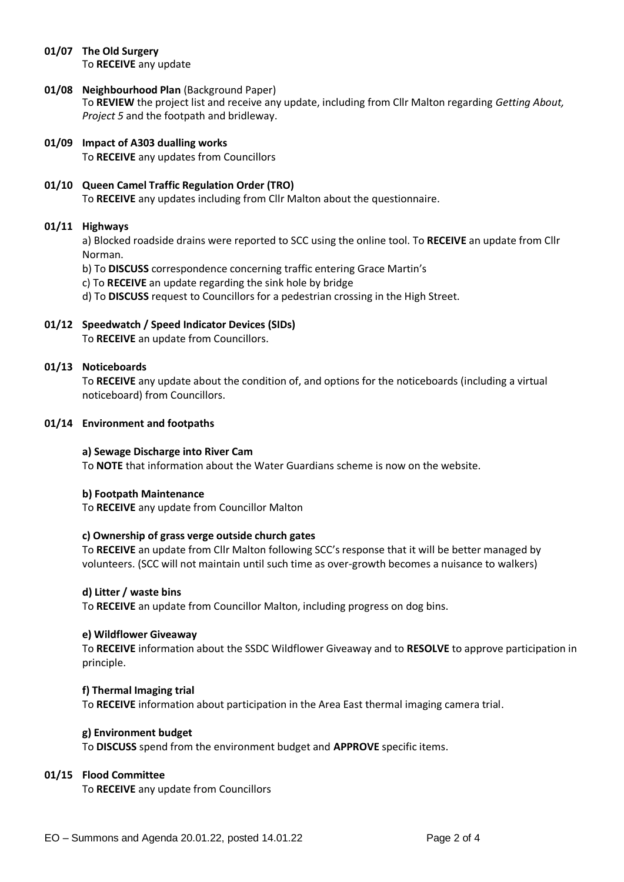**01/07 The Old Surgery**
To **RECEIVE** any update

**01/08 Neighbourhood Plan** (Background Paper)
To **REVIEW** the project list and receive any update, including from Cllr Malton regarding *Getting About, Project 5* and the footpath and bridleway.

**01/09 Impact of A303 dualling works**
To **RECEIVE** any updates from Councillors

**01/10 Queen Camel Traffic Regulation Order (TRO)**
To **RECEIVE** any updates including from Cllr Malton about the questionnaire.

**01/11 Highways**

a) Blocked roadside drains were reported to SCC using the online tool. To **RECEIVE** an update from Cllr Norman.

b) To **DISCUSS** correspondence concerning traffic entering Grace Martin's

c) To **RECEIVE** an update regarding the sink hole by bridge

d) To **DISCUSS** request to Councillors for a pedestrian crossing in the High Street.

**01/12 Speedwatch / Speed Indicator Devices (SIDs)**
To **RECEIVE** an update from Councillors.

**01/13 Noticeboards**
To **RECEIVE** any update about the condition of, and options for the noticeboards (including a virtual noticeboard) from Councillors.

**01/14 Environment and footpaths**

**a) Sewage Discharge into River Cam**
To **NOTE** that information about the Water Guardians scheme is now on the website.

**b) Footpath Maintenance**
To **RECEIVE** any update from Councillor Malton

**c) Ownership of grass verge outside church gates**
To **RECEIVE** an update from Cllr Malton following SCC's response that it will be better managed by volunteers. (SCC will not maintain until such time as over-growth becomes a nuisance to walkers)

**d) Litter / waste bins**
To **RECEIVE** an update from Councillor Malton, including progress on dog bins.

**e) Wildflower Giveaway**
To **RECEIVE** information about the SSDC Wildflower Giveaway and to **RESOLVE** to approve participation in principle.

**f) Thermal Imaging trial**
To **RECEIVE** information about participation in the Area East thermal imaging camera trial.

**g) Environment budget**
To **DISCUSS** spend from the environment budget and **APPROVE** specific items.

**01/15 Flood Committee**
To **RECEIVE** any update from Councillors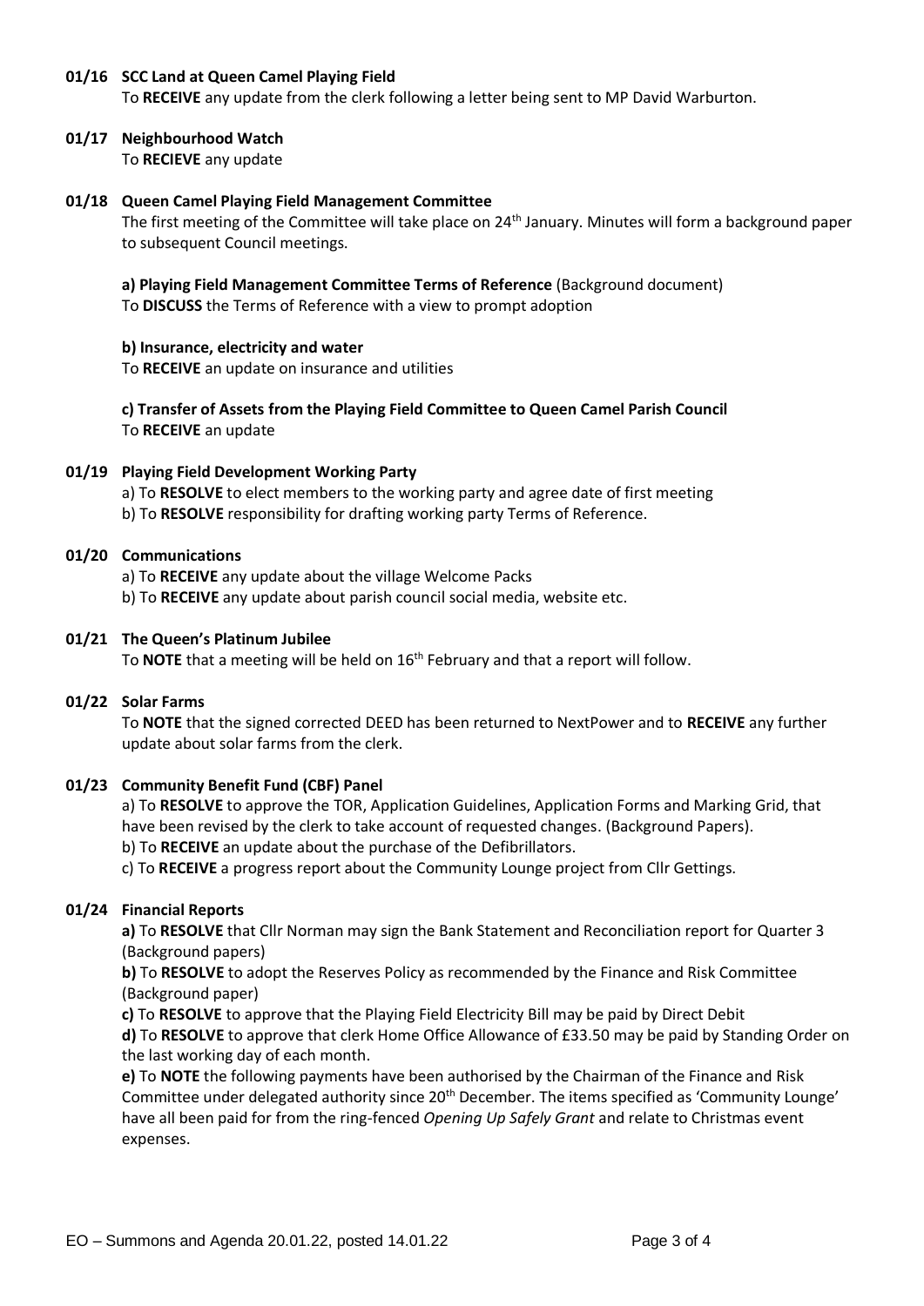**01/16 SCC Land at Queen Camel Playing Field**

To **RECEIVE** any update from the clerk following a letter being sent to MP David Warburton.

**01/17 Neighbourhood Watch**

To **RECIEVE** any update

**01/18 Queen Camel Playing Field Management Committee**

The first meeting of the Committee will take place on 24th January. Minutes will form a background paper to subsequent Council meetings.

**a) Playing Field Management Committee Terms of Reference** (Background document)
To **DISCUSS** the Terms of Reference with a view to prompt adoption

**b) Insurance, electricity and water**
To **RECEIVE** an update on insurance and utilities

**c) Transfer of Assets from the Playing Field Committee to Queen Camel Parish Council**
To **RECEIVE** an update

**01/19 Playing Field Development Working Party**

a) To **RESOLVE** to elect members to the working party and agree date of first meeting
b) To **RESOLVE** responsibility for drafting working party Terms of Reference.

**01/20 Communications**

a) To **RECEIVE** any update about the village Welcome Packs
b) To **RECEIVE** any update about parish council social media, website etc.

**01/21 The Queen's Platinum Jubilee**

To **NOTE** that a meeting will be held on 16th February and that a report will follow.

**01/22 Solar Farms**

To **NOTE** that the signed corrected DEED has been returned to NextPower and to **RECEIVE** any further update about solar farms from the clerk.

**01/23 Community Benefit Fund (CBF) Panel**

a) To **RESOLVE** to approve the TOR, Application Guidelines, Application Forms and Marking Grid, that have been revised by the clerk to take account of requested changes. (Background Papers).
b) To **RECEIVE** an update about the purchase of the Defibrillators.
c) To **RECEIVE** a progress report about the Community Lounge project from Cllr Gettings.

**01/24 Financial Reports**

**a)** To **RESOLVE** that Cllr Norman may sign the Bank Statement and Reconciliation report for Quarter 3 (Background papers)

**b)** To **RESOLVE** to adopt the Reserves Policy as recommended by the Finance and Risk Committee (Background paper)

**c)** To **RESOLVE** to approve that the Playing Field Electricity Bill may be paid by Direct Debit

**d)** To **RESOLVE** to approve that clerk Home Office Allowance of £33.50 may be paid by Standing Order on the last working day of each month.

**e)** To **NOTE** the following payments have been authorised by the Chairman of the Finance and Risk Committee under delegated authority since 20th December. The items specified as 'Community Lounge' have all been paid for from the ring-fenced *Opening Up Safely Grant* and relate to Christmas event expenses.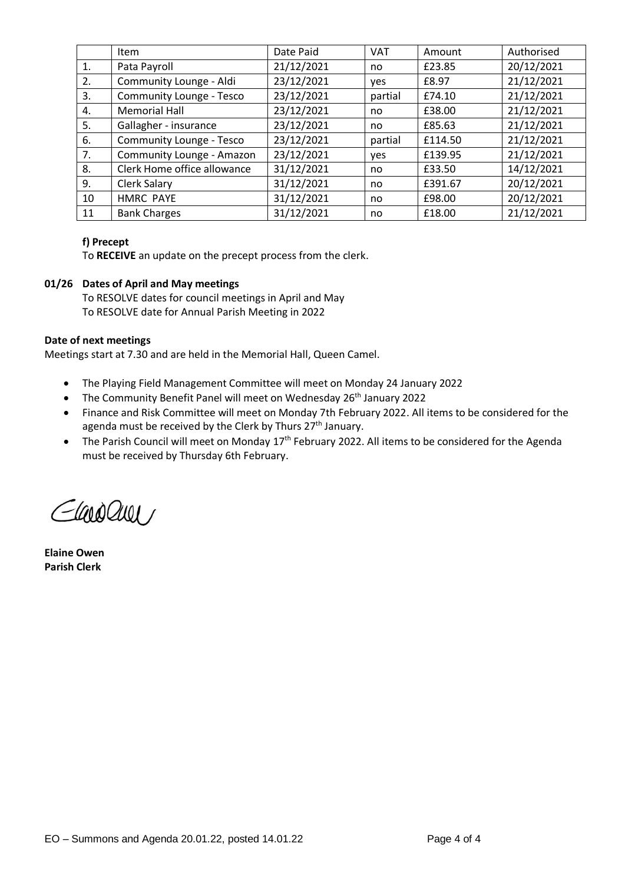| | Item | Date Paid | VAT | Amount | Authorised |
|---|---|---|---|---|---|
| 1. | Pata Payroll | 21/12/2021 | no | £23.85 | 20/12/2021 |
| 2. | Community Lounge - Aldi | 23/12/2021 | yes | £8.97 | 21/12/2021 |
| 3. | Community Lounge - Tesco | 23/12/2021 | partial | £74.10 | 21/12/2021 |
| 4. | Memorial Hall | 23/12/2021 | no | £38.00 | 21/12/2021 |
| 5. | Gallagher - insurance | 23/12/2021 | no | £85.63 | 21/12/2021 |
| 6. | Community Lounge - Tesco | 23/12/2021 | partial | £114.50 | 21/12/2021 |
| 7. | Community Lounge - Amazon | 23/12/2021 | yes | £139.95 | 21/12/2021 |
| 8. | Clerk Home office allowance | 31/12/2021 | no | £33.50 | 14/12/2021 |
| 9. | Clerk Salary | 31/12/2021 | no | £391.67 | 20/12/2021 |
| 10 | HMRC PAYE | 31/12/2021 | no | £98.00 | 20/12/2021 |
| 11 | Bank Charges | 31/12/2021 | no | £18.00 | 21/12/2021 |

**f) Precept**

To **RECEIVE** an update on the precept process from the clerk.

**01/26 Dates of April and May meetings**

To RESOLVE dates for council meetings in April and May
To RESOLVE date for Annual Parish Meeting in 2022

**Date of next meetings**

Meetings start at 7.30 and are held in the Memorial Hall, Queen Camel.

- The Playing Field Management Committee will meet on Monday 24 January 2022
- The Community Benefit Panel will meet on Wednesday 26th January 2022
- Finance and Risk Committee will meet on Monday 7th February 2022. All items to be considered for the agenda must be received by the Clerk by Thurs 27th January.
- The Parish Council will meet on Monday 17th February 2022. All items to be considered for the Agenda must be received by Thursday 6th February.

**Elaine Owen**
**Parish Clerk**

EO – Summons and Agenda 20.01.22, posted 14.01.22